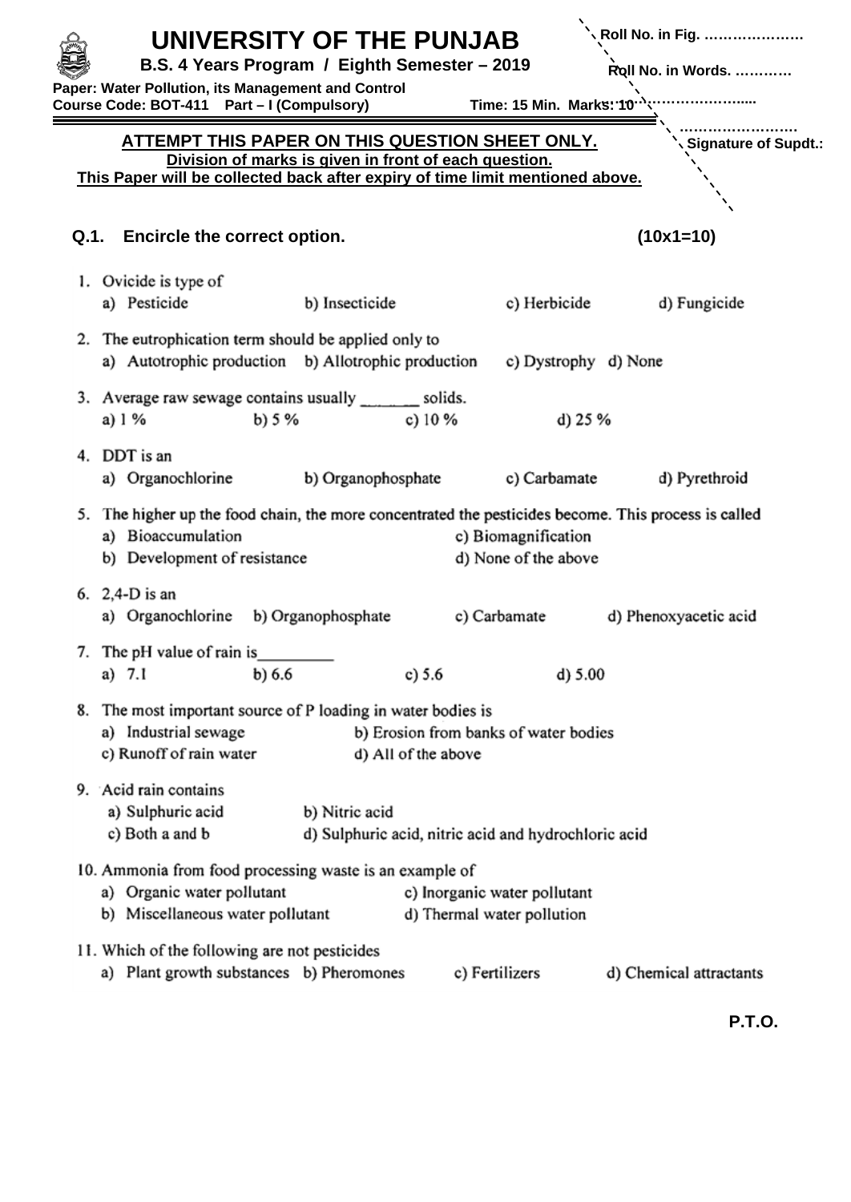# UNIVERSITY OF THE PUNJAB

**B.S. 4 Years Program / Eighth Semester – 2019**

**Paper: Water Pollution, its Management and Control**
**Course Code: BOT-411 Part – I (Compulsory) Time: 15 Min. Marks: 10**

**Roll No. in Fig. …………………**

**Roll No. in Words. …………**

**……………………..**

**……………………**

**Signature of Supdt.:**

**ATTEMPT THIS PAPER ON THIS QUESTION SHEET ONLY.**
**Division of marks is given in front of each question.**
**This Paper will be collected back after expiry of time limit mentioned above.**

**Q.1. Encircle the correct option. (10x1=10)**

1. Ovicide is type of
   a) Pesticide b) Insecticide c) Herbicide d) Fungicide

2. The eutrophication term should be applied only to
   a) Autotrophic production b) Allotrophic production c) Dystrophy d) None

3. Average raw sewage contains usually _______ solids.
   a) 1 % b) 5 % c) 10 % d) 25 %

4. DDT is an
   a) Organochlorine b) Organophosphate c) Carbamate d) Pyrethroid

5. The higher up the food chain, the more concentrated the pesticides become. This process is called
   a) Bioaccumulation
   b) Development of resistance
   c) Biomagnification
   d) None of the above

6. 2,4-D is an
   a) Organochlorine b) Organophosphate c) Carbamate d) Phenoxyacetic acid

7. The pH value of rain is_________
   a) 7.1 b) 6.6 c) 5.6 d) 5.00

8. The most important source of P loading in water bodies is
   a) Industrial sewage
   b) Erosion from banks of water bodies
   c) Runoff of rain water
   d) All of the above

9. Acid rain contains
   a) Sulphuric acid
   b) Nitric acid
   c) Both a and b
   d) Sulphuric acid, nitric acid and hydrochloric acid

10. Ammonia from food processing waste is an example of
    a) Organic water pollutant
    b) Miscellaneous water pollutant
    c) Inorganic water pollutant
    d) Thermal water pollution

11. Which of the following are not pesticides
    a) Plant growth substances b) Pheromones c) Fertilizers d) Chemical attractants

**P.T.O.**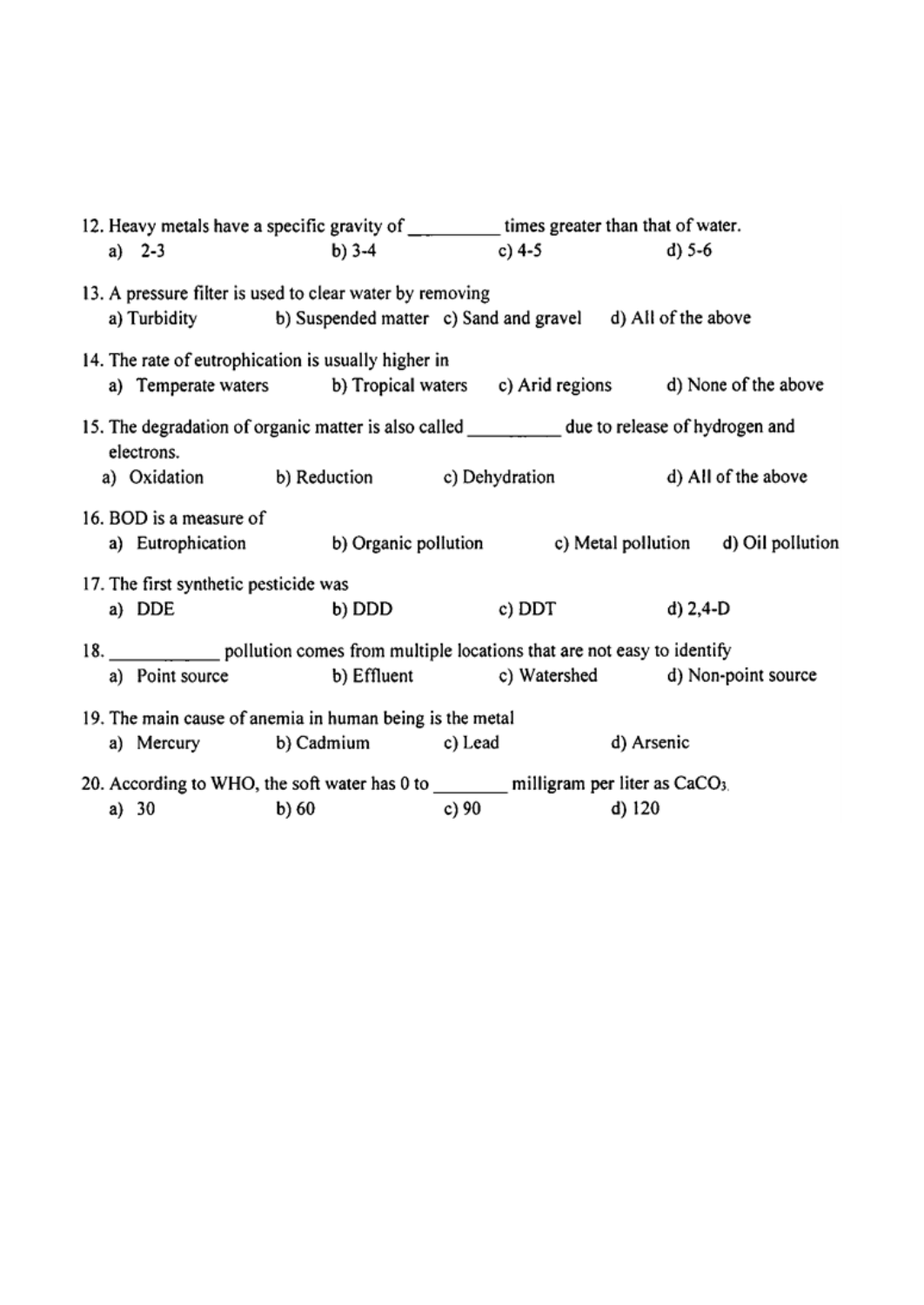12. Heavy metals have a specific gravity of __________ times greater than that of water.
    a) 2-3 b) 3-4 c) 4-5 d) 5-6

13. A pressure filter is used to clear water by removing
    a) Turbidity b) Suspended matter c) Sand and gravel d) All of the above

14. The rate of eutrophication is usually higher in
    a) Temperate waters b) Tropical waters c) Arid regions d) None of the above

15. The degradation of organic matter is also called __________ due to release of hydrogen and electrons.
    a) Oxidation b) Reduction c) Dehydration d) All of the above

16. BOD is a measure of
    a) Eutrophication b) Organic pollution c) Metal pollution d) Oil pollution

17. The first synthetic pesticide was
    a) DDE b) DDD c) DDT d) 2,4-D

18. ___________ pollution comes from multiple locations that are not easy to identify
    a) Point source b) Effluent c) Watershed d) Non-point source

19. The main cause of anemia in human being is the metal
    a) Mercury b) Cadmium c) Lead d) Arsenic

20. According to WHO, the soft water has 0 to ________ milligram per liter as $CaCO_3$.
    a) 30 b) 60 c) 90 d) 120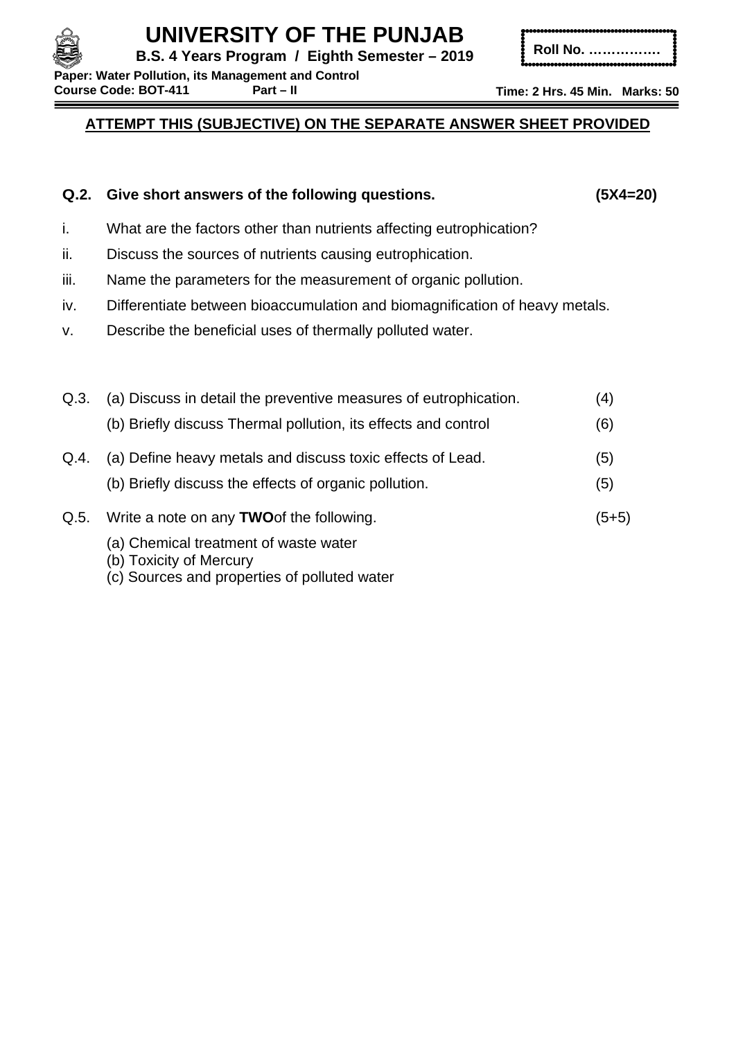# UNIVERSITY OF THE PUNJAB

**B.S. 4 Years Program / Eighth Semester – 2019**

**Roll No. …………….**

**Paper: Water Pollution, its Management and Control**
**Course Code: BOT-411 Part – II**
**Time: 2 Hrs. 45 Min. Marks: 50**

**ATTEMPT THIS (SUBJECTIVE) ON THE SEPARATE ANSWER SHEET PROVIDED**

**Q.2. Give short answers of the following questions. (5X4=20)**

i. What are the factors other than nutrients affecting eutrophication?

ii. Discuss the sources of nutrients causing eutrophication.

iii. Name the parameters for the measurement of organic pollution.

iv. Differentiate between bioaccumulation and biomagnification of heavy metals.

v. Describe the beneficial uses of thermally polluted water.

Q.3. (a) Discuss in detail the preventive measures of eutrophication. (4)

(b) Briefly discuss Thermal pollution, its effects and control (6)

Q.4. (a) Define heavy metals and discuss toxic effects of Lead. (5)

(b) Briefly discuss the effects of organic pollution. (5)

Q.5. Write a note on any **TWO**of the following. (5+5)

(a) Chemical treatment of waste water
(b) Toxicity of Mercury
(c) Sources and properties of polluted water